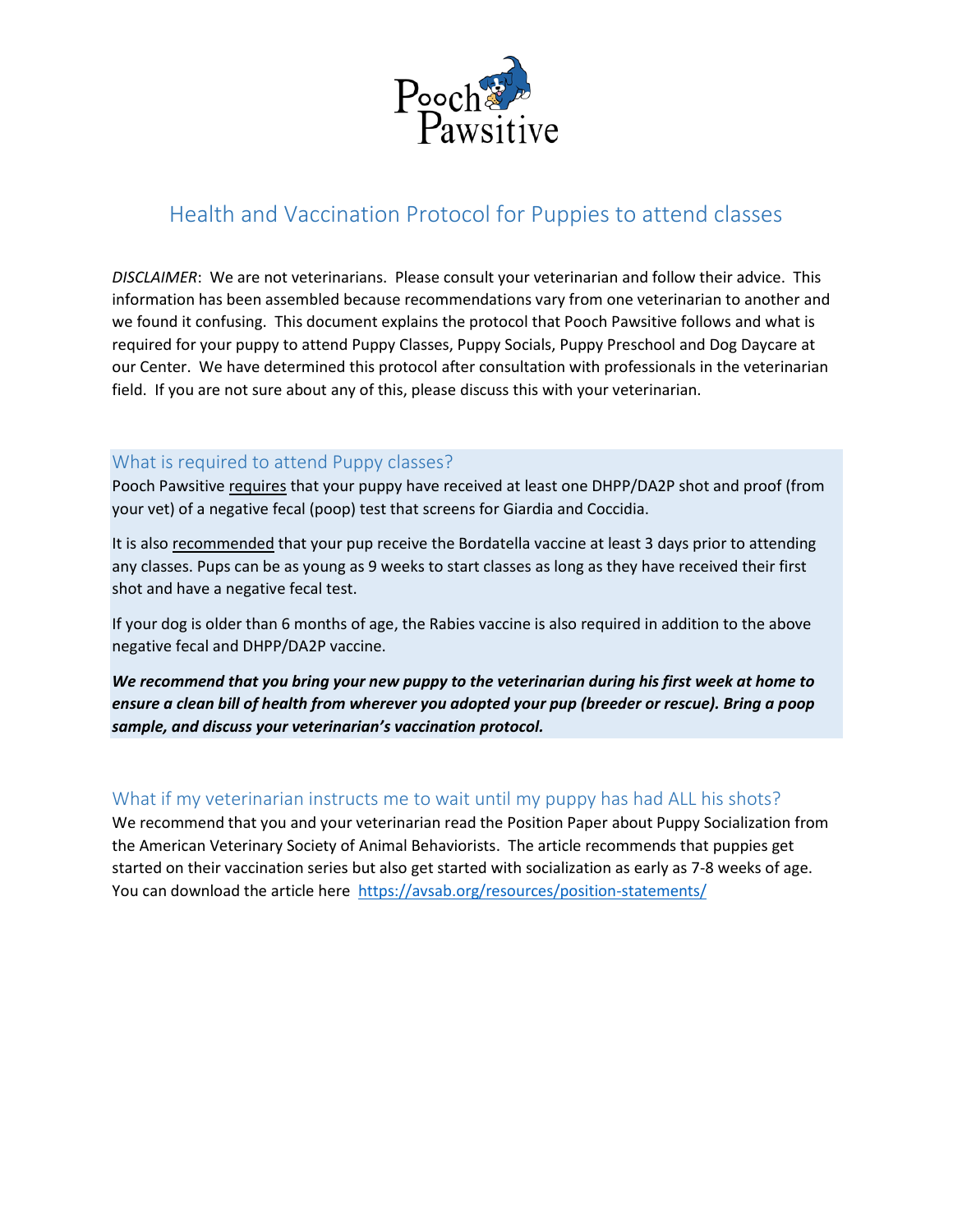Pooch Pawsitive

# Health and Vaccination Protocol for Puppies to attend classes

*DISCLAIMER*: We are not veterinarians. Please consult your veterinarian and follow their advice. This information has been assembled because recommendations vary from one veterinarian to another and we found it confusing. This document explains the protocol that Pooch Pawsitive follows and what is required for your puppy to attend Puppy Classes, Puppy Socials, Puppy Preschool and Dog Daycare at our Center. We have determined this protocol after consultation with professionals in the veterinarian field. If you are not sure about any of this, please discuss this with your veterinarian.

## What is required to attend Puppy classes?

Pooch Pawsitive requires that your puppy have received at least one DHPP/DA2P shot and proof (from your vet) of a negative fecal (poop) test that screens for Giardia and Coccidia.

It is also recommended that your pup receive the Bordatella vaccine at least 3 days prior to attending any classes. Pups can be as young as 9 weeks to start classes as long as they have received their first shot and have a negative fecal test.

If your dog is older than 6 months of age, the Rabies vaccine is also required in addition to the above negative fecal and DHPP/DA2P vaccine.

***We recommend that you bring your new puppy to the veterinarian during his first week at home to ensure a clean bill of health from wherever you adopted your pup (breeder or rescue). Bring a poop sample, and discuss your veterinarian's vaccination protocol.***

## What if my veterinarian instructs me to wait until my puppy has had ALL his shots?

We recommend that you and your veterinarian read the Position Paper about Puppy Socialization from the American Veterinary Society of Animal Behaviorists. The article recommends that puppies get started on their vaccination series but also get started with socialization as early as 7-8 weeks of age. You can download the article here https://avsab.org/resources/position-statements/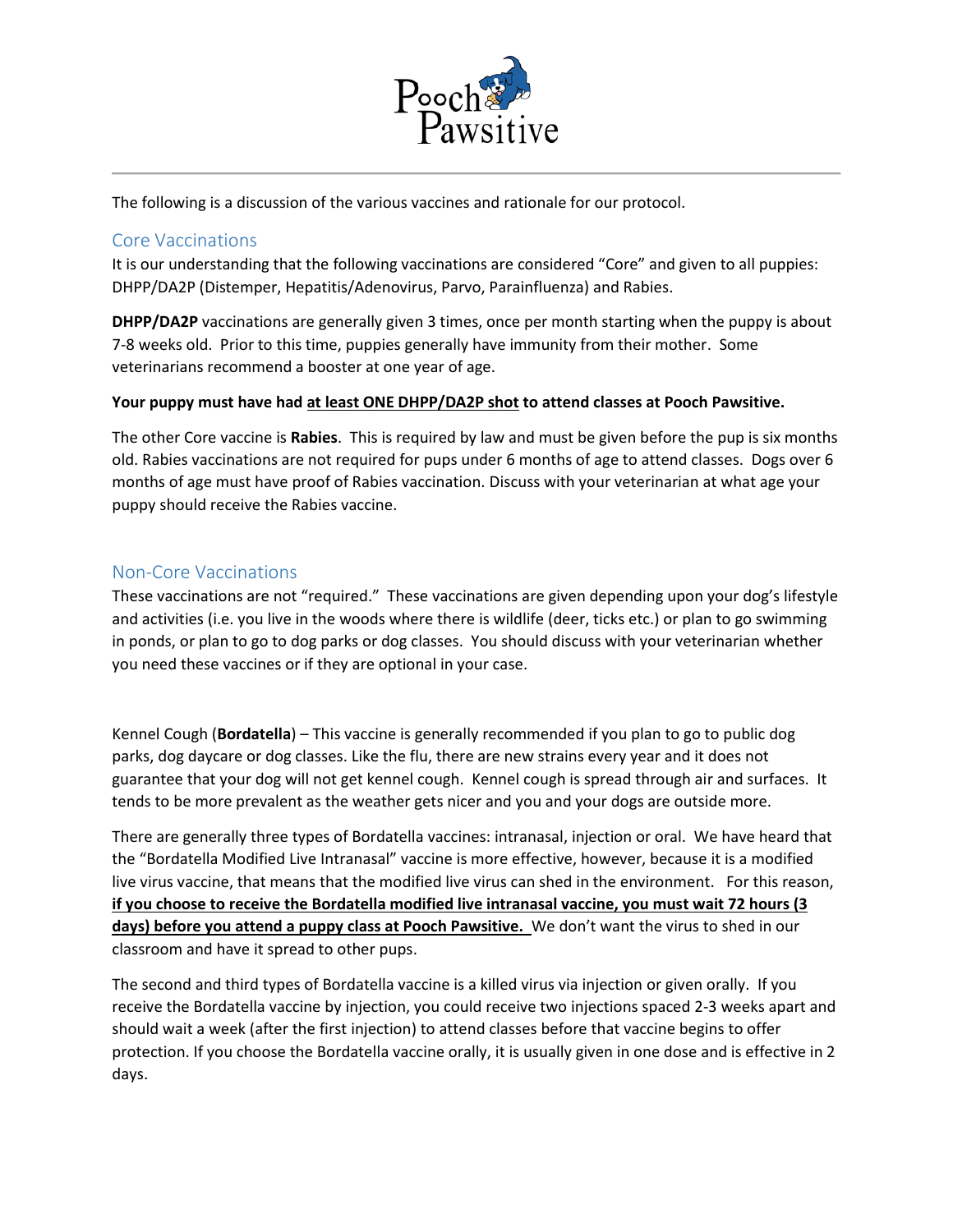The following is a discussion of the various vaccines and rationale for our protocol.

## Core Vaccinations

It is our understanding that the following vaccinations are considered "Core" and given to all puppies: DHPP/DA2P (Distemper, Hepatitis/Adenovirus, Parvo, Parainfluenza) and Rabies.

**DHPP/DA2P** vaccinations are generally given 3 times, once per month starting when the puppy is about 7-8 weeks old. Prior to this time, puppies generally have immunity from their mother. Some veterinarians recommend a booster at one year of age.

**Your puppy must have had <u>at least ONE DHPP/DA2P shot</u> to attend classes at Pooch Pawsitive.**

The other Core vaccine is **Rabies**. This is required by law and must be given before the pup is six months old. Rabies vaccinations are not required for pups under 6 months of age to attend classes. Dogs over 6 months of age must have proof of Rabies vaccination. Discuss with your veterinarian at what age your puppy should receive the Rabies vaccine.

## Non-Core Vaccinations

These vaccinations are not "required." These vaccinations are given depending upon your dog's lifestyle and activities (i.e. you live in the woods where there is wildlife (deer, ticks etc.) or plan to go swimming in ponds, or plan to go to dog parks or dog classes. You should discuss with your veterinarian whether you need these vaccines or if they are optional in your case.

Kennel Cough (**Bordatella**) – This vaccine is generally recommended if you plan to go to public dog parks, dog daycare or dog classes. Like the flu, there are new strains every year and it does not guarantee that your dog will not get kennel cough. Kennel cough is spread through air and surfaces. It tends to be more prevalent as the weather gets nicer and you and your dogs are outside more.

There are generally three types of Bordatella vaccines: intranasal, injection or oral. We have heard that the "Bordatella Modified Live Intranasal" vaccine is more effective, however, because it is a modified live virus vaccine, that means that the modified live virus can shed in the environment. For this reason, **<u>if you choose to receive the Bordatella modified live intranasal vaccine, you must wait 72 hours (3 days) before you attend a puppy class at Pooch Pawsitive.</u>** We don't want the virus to shed in our classroom and have it spread to other pups.

The second and third types of Bordatella vaccine is a killed virus via injection or given orally. If you receive the Bordatella vaccine by injection, you could receive two injections spaced 2-3 weeks apart and should wait a week (after the first injection) to attend classes before that vaccine begins to offer protection. If you choose the Bordatella vaccine orally, it is usually given in one dose and is effective in 2 days.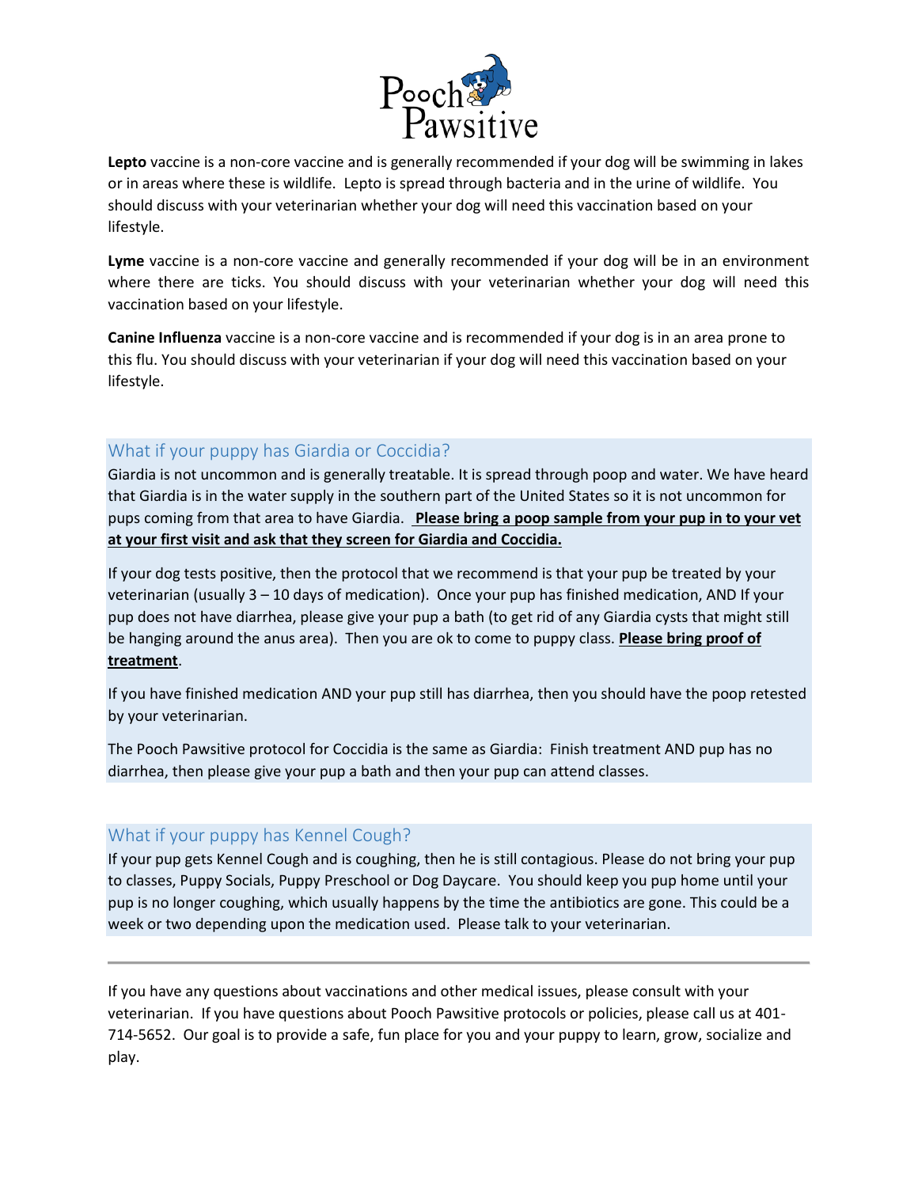**Lepto** vaccine is a non-core vaccine and is generally recommended if your dog will be swimming in lakes or in areas where these is wildlife. Lepto is spread through bacteria and in the urine of wildlife. You should discuss with your veterinarian whether your dog will need this vaccination based on your lifestyle.

**Lyme** vaccine is a non-core vaccine and generally recommended if your dog will be in an environment where there are ticks. You should discuss with your veterinarian whether your dog will need this vaccination based on your lifestyle.

**Canine Influenza** vaccine is a non-core vaccine and is recommended if your dog is in an area prone to this flu. You should discuss with your veterinarian if your dog will need this vaccination based on your lifestyle.

## What if your puppy has Giardia or Coccidia?

Giardia is not uncommon and is generally treatable. It is spread through poop and water. We have heard that Giardia is in the water supply in the southern part of the United States so it is not uncommon for pups coming from that area to have Giardia. **Please bring a poop sample from your pup in to your vet at your first visit and ask that they screen for Giardia and Coccidia.**

If your dog tests positive, then the protocol that we recommend is that your pup be treated by your veterinarian (usually 3 – 10 days of medication). Once your pup has finished medication, AND If your pup does not have diarrhea, please give your pup a bath (to get rid of any Giardia cysts that might still be hanging around the anus area). Then you are ok to come to puppy class. **Please bring proof of treatment**.

If you have finished medication AND your pup still has diarrhea, then you should have the poop retested by your veterinarian.

The Pooch Pawsitive protocol for Coccidia is the same as Giardia: Finish treatment AND pup has no diarrhea, then please give your pup a bath and then your pup can attend classes.

## What if your puppy has Kennel Cough?

If your pup gets Kennel Cough and is coughing, then he is still contagious. Please do not bring your pup to classes, Puppy Socials, Puppy Preschool or Dog Daycare. You should keep you pup home until your pup is no longer coughing, which usually happens by the time the antibiotics are gone. This could be a week or two depending upon the medication used. Please talk to your veterinarian.

---

If you have any questions about vaccinations and other medical issues, please consult with your veterinarian. If you have questions about Pooch Pawsitive protocols or policies, please call us at 401-714-5652. Our goal is to provide a safe, fun place for you and your puppy to learn, grow, socialize and play.